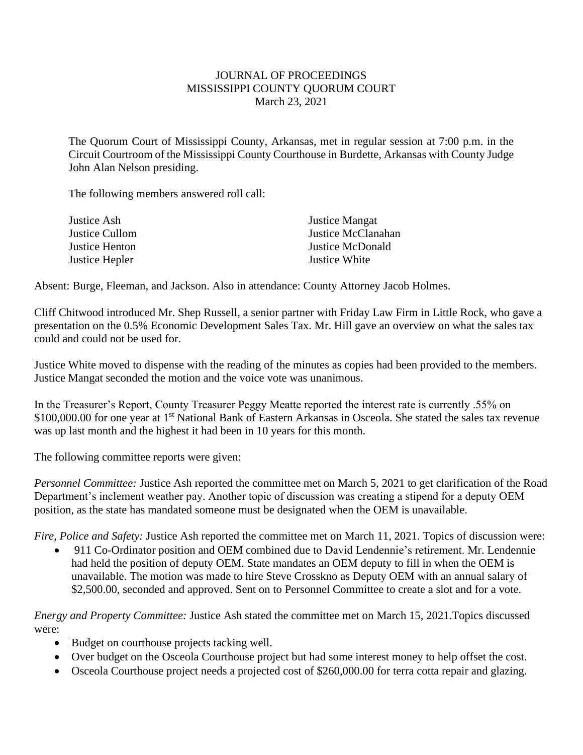# JOURNAL OF PROCEEDINGS
## MISSISSIPPI COUNTY QUORUM COURT
### March 23, 2021

The Quorum Court of Mississippi County, Arkansas, met in regular session at 7:00 p.m. in the Circuit Courtroom of the Mississippi County Courthouse in Burdette, Arkansas with County Judge John Alan Nelson presiding.

The following members answered roll call:

| | |
|---|---|
| Justice Ash | Justice Mangat |
| Justice Cullom | Justice McClanahan |
| Justice Henton | Justice McDonald |
| Justice Hepler | Justice White |

Absent: Burge, Fleeman, and Jackson. Also in attendance: County Attorney Jacob Holmes.

Cliff Chitwood introduced Mr. Shep Russell, a senior partner with Friday Law Firm in Little Rock, who gave a presentation on the 0.5% Economic Development Sales Tax. Mr. Hill gave an overview on what the sales tax could and could not be used for.

Justice White moved to dispense with the reading of the minutes as copies had been provided to the members. Justice Mangat seconded the motion and the voice vote was unanimous.

In the Treasurer's Report, County Treasurer Peggy Meatte reported the interest rate is currently .55% on $100,000.00 for one year at 1st National Bank of Eastern Arkansas in Osceola. She stated the sales tax revenue was up last month and the highest it had been in 10 years for this month.

The following committee reports were given:

*Personnel Committee:* Justice Ash reported the committee met on March 5, 2021 to get clarification of the Road Department's inclement weather pay. Another topic of discussion was creating a stipend for a deputy OEM position, as the state has mandated someone must be designated when the OEM is unavailable.

*Fire, Police and Safety:* Justice Ash reported the committee met on March 11, 2021. Topics of discussion were:

- 911 Co-Ordinator position and OEM combined due to David Lendennie's retirement. Mr. Lendennie had held the position of deputy OEM. State mandates an OEM deputy to fill in when the OEM is unavailable. The motion was made to hire Steve Crosskno as Deputy OEM with an annual salary of $2,500.00, seconded and approved. Sent on to Personnel Committee to create a slot and for a vote.

*Energy and Property Committee:* Justice Ash stated the committee met on March 15, 2021.Topics discussed were:

- Budget on courthouse projects tacking well.
- Over budget on the Osceola Courthouse project but had some interest money to help offset the cost.
- Osceola Courthouse project needs a projected cost of $260,000.00 for terra cotta repair and glazing.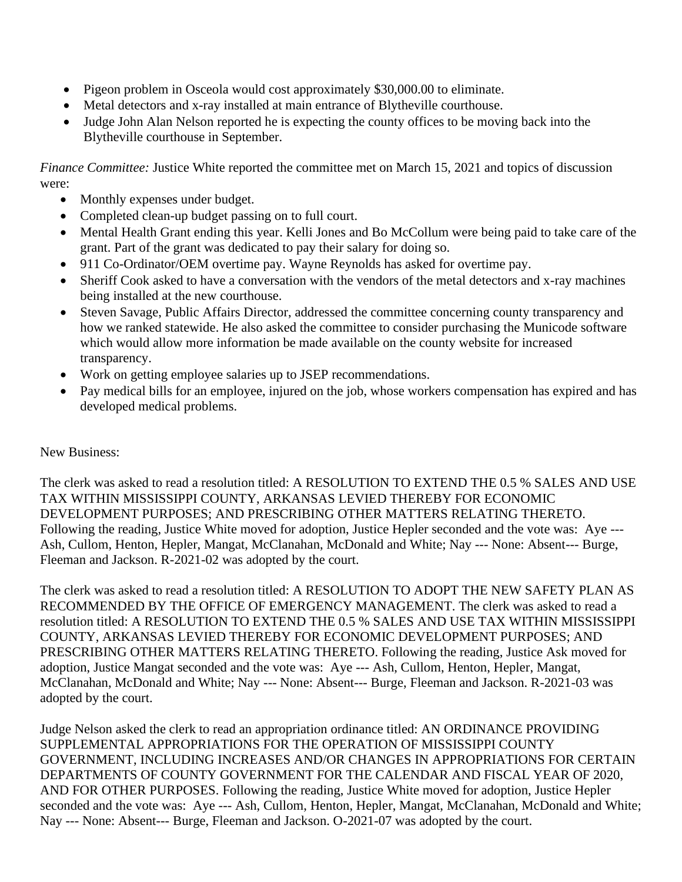- Pigeon problem in Osceola would cost approximately $30,000.00 to eliminate.
- Metal detectors and x-ray installed at main entrance of Blytheville courthouse.
- Judge John Alan Nelson reported he is expecting the county offices to be moving back into the Blytheville courthouse in September.

*Finance Committee:* Justice White reported the committee met on March 15, 2021 and topics of discussion were:

- Monthly expenses under budget.
- Completed clean-up budget passing on to full court.
- Mental Health Grant ending this year. Kelli Jones and Bo McCollum were being paid to take care of the grant. Part of the grant was dedicated to pay their salary for doing so.
- 911 Co-Ordinator/OEM overtime pay. Wayne Reynolds has asked for overtime pay.
- Sheriff Cook asked to have a conversation with the vendors of the metal detectors and x-ray machines being installed at the new courthouse.
- Steven Savage, Public Affairs Director, addressed the committee concerning county transparency and how we ranked statewide. He also asked the committee to consider purchasing the Municode software which would allow more information be made available on the county website for increased transparency.
- Work on getting employee salaries up to JSEP recommendations.
- Pay medical bills for an employee, injured on the job, whose workers compensation has expired and has developed medical problems.

New Business:

The clerk was asked to read a resolution titled: A RESOLUTION TO EXTEND THE 0.5 % SALES AND USE TAX WITHIN MISSISSIPPI COUNTY, ARKANSAS LEVIED THEREBY FOR ECONOMIC DEVELOPMENT PURPOSES; AND PRESCRIBING OTHER MATTERS RELATING THERETO. Following the reading, Justice White moved for adoption, Justice Hepler seconded and the vote was: Aye --- Ash, Cullom, Henton, Hepler, Mangat, McClanahan, McDonald and White; Nay --- None: Absent--- Burge, Fleeman and Jackson. R-2021-02 was adopted by the court.

The clerk was asked to read a resolution titled: A RESOLUTION TO ADOPT THE NEW SAFETY PLAN AS RECOMMENDED BY THE OFFICE OF EMERGENCY MANAGEMENT. The clerk was asked to read a resolution titled: A RESOLUTION TO EXTEND THE 0.5 % SALES AND USE TAX WITHIN MISSISSIPPI COUNTY, ARKANSAS LEVIED THEREBY FOR ECONOMIC DEVELOPMENT PURPOSES; AND PRESCRIBING OTHER MATTERS RELATING THERETO. Following the reading, Justice Ask moved for adoption, Justice Mangat seconded and the vote was: Aye --- Ash, Cullom, Henton, Hepler, Mangat, McClanahan, McDonald and White; Nay --- None: Absent--- Burge, Fleeman and Jackson. R-2021-03 was adopted by the court.

Judge Nelson asked the clerk to read an appropriation ordinance titled: AN ORDINANCE PROVIDING SUPPLEMENTAL APPROPRIATIONS FOR THE OPERATION OF MISSISSIPPI COUNTY GOVERNMENT, INCLUDING INCREASES AND/OR CHANGES IN APPROPRIATIONS FOR CERTAIN DEPARTMENTS OF COUNTY GOVERNMENT FOR THE CALENDAR AND FISCAL YEAR OF 2020, AND FOR OTHER PURPOSES. Following the reading, Justice White moved for adoption, Justice Hepler seconded and the vote was: Aye --- Ash, Cullom, Henton, Hepler, Mangat, McClanahan, McDonald and White; Nay --- None: Absent--- Burge, Fleeman and Jackson. O-2021-07 was adopted by the court.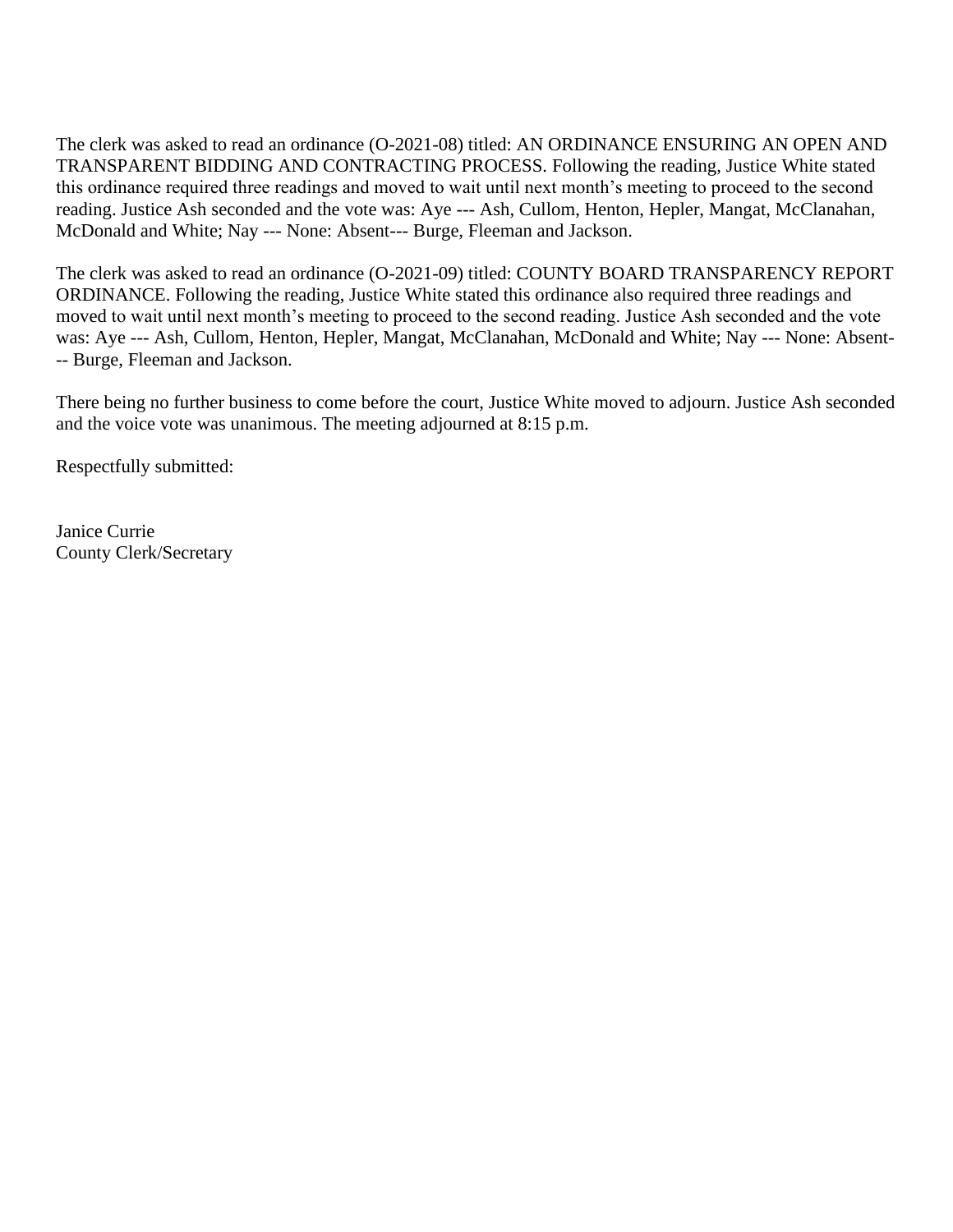The clerk was asked to read an ordinance (O-2021-08) titled: AN ORDINANCE ENSURING AN OPEN AND TRANSPARENT BIDDING AND CONTRACTING PROCESS. Following the reading, Justice White stated this ordinance required three readings and moved to wait until next month's meeting to proceed to the second reading. Justice Ash seconded and the vote was: Aye --- Ash, Cullom, Henton, Hepler, Mangat, McClanahan, McDonald and White; Nay --- None: Absent--- Burge, Fleeman and Jackson.

The clerk was asked to read an ordinance (O-2021-09) titled: COUNTY BOARD TRANSPARENCY REPORT ORDINANCE. Following the reading, Justice White stated this ordinance also required three readings and moved to wait until next month's meeting to proceed to the second reading. Justice Ash seconded and the vote was: Aye --- Ash, Cullom, Henton, Hepler, Mangat, McClanahan, McDonald and White; Nay --- None: Absent--- Burge, Fleeman and Jackson.

There being no further business to come before the court, Justice White moved to adjourn. Justice Ash seconded and the voice vote was unanimous. The meeting adjourned at 8:15 p.m.

Respectfully submitted:

Janice Currie
County Clerk/Secretary